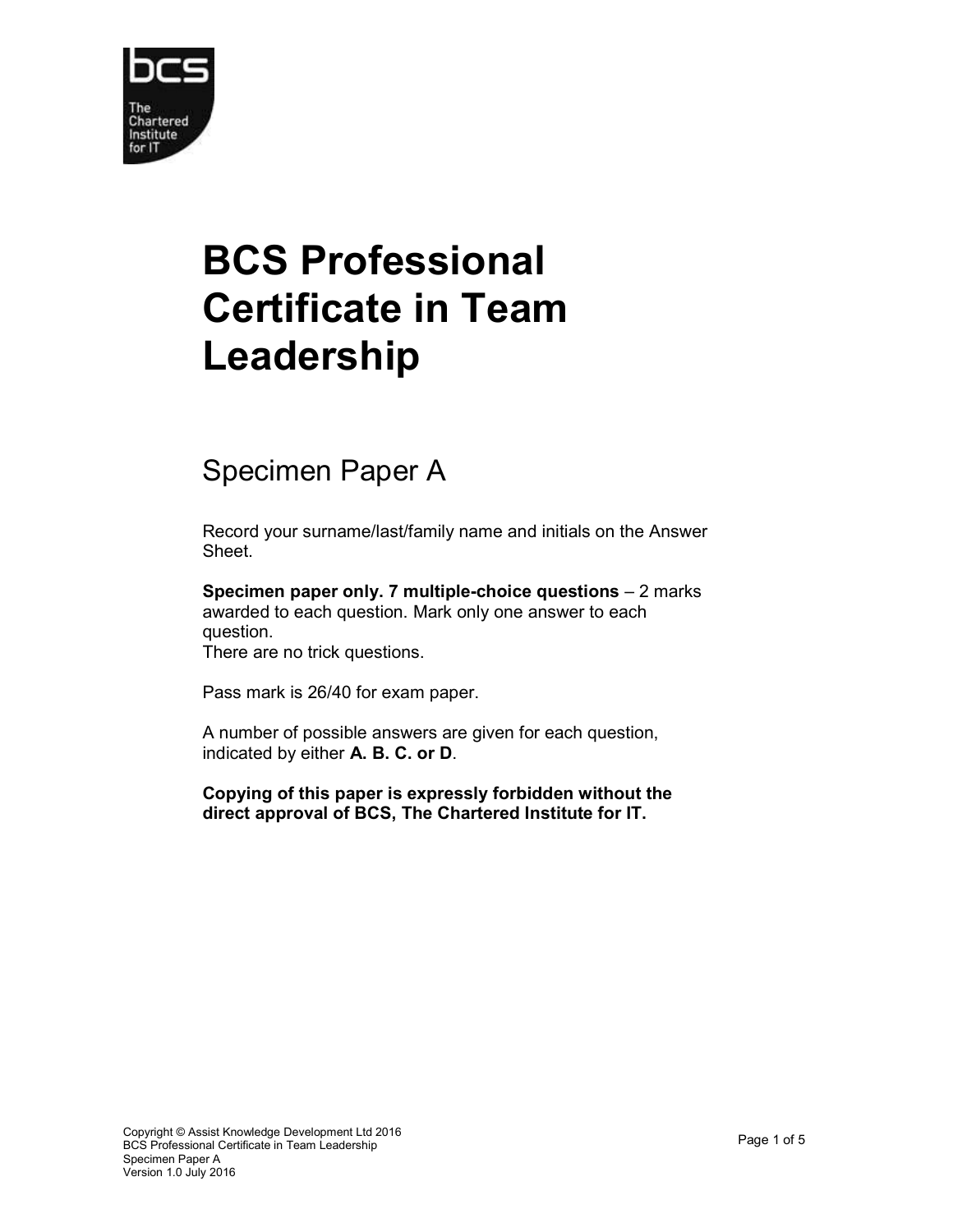# BCS Professional Certificate in Team Leadership

## Specimen Paper A

Record your surname/last/family name and initials on the Answer Sheet.

**Specimen paper only. 7 multiple-choice questions** – 2 marks awarded to each question. Mark only one answer to each question.
There are no trick questions.

Pass mark is 26/40 for exam paper.

A number of possible answers are given for each question, indicated by either **A. B. C. or D**.

**Copying of this paper is expressly forbidden without the direct approval of BCS, The Chartered Institute for IT.**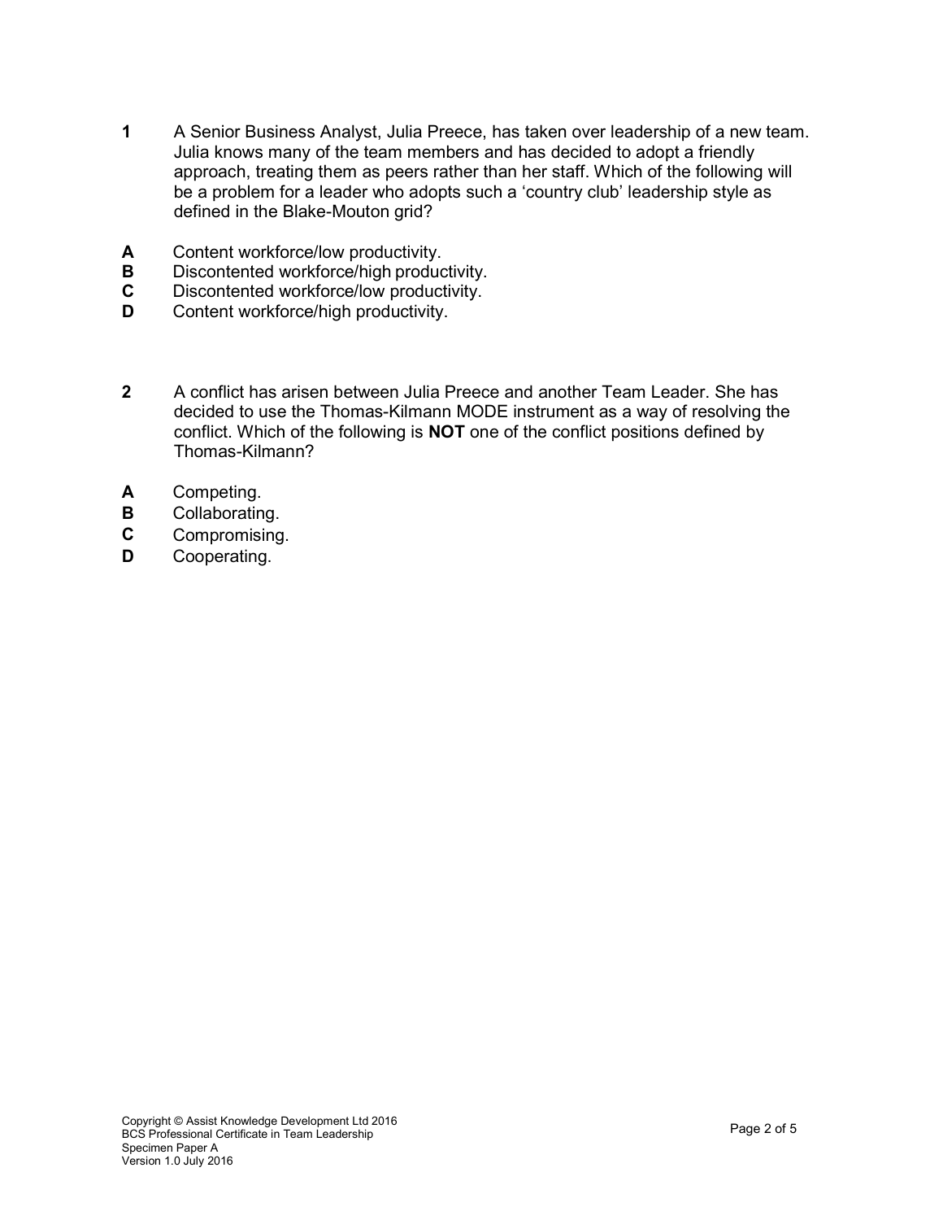**1** A Senior Business Analyst, Julia Preece, has taken over leadership of a new team. Julia knows many of the team members and has decided to adopt a friendly approach, treating them as peers rather than her staff. Which of the following will be a problem for a leader who adopts such a 'country club' leadership style as defined in the Blake-Mouton grid?

**A** Content workforce/low productivity.
**B** Discontented workforce/high productivity.
**C** Discontented workforce/low productivity.
**D** Content workforce/high productivity.

**2** A conflict has arisen between Julia Preece and another Team Leader. She has decided to use the Thomas-Kilmann MODE instrument as a way of resolving the conflict. Which of the following is **NOT** one of the conflict positions defined by Thomas-Kilmann?

**A** Competing.
**B** Collaborating.
**C** Compromising.
**D** Cooperating.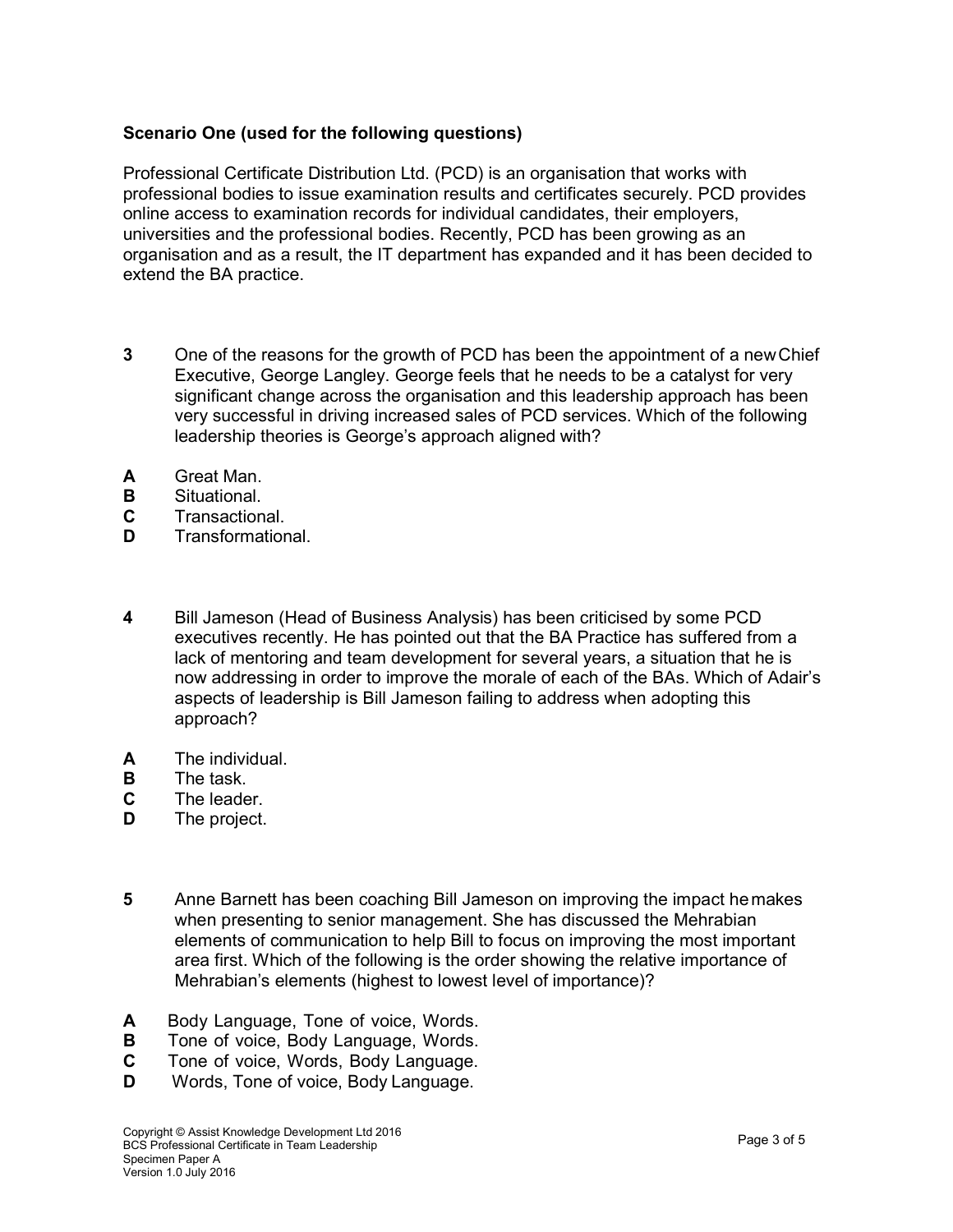**Scenario One (used for the following questions)**

Professional Certificate Distribution Ltd. (PCD) is an organisation that works with professional bodies to issue examination results and certificates securely. PCD provides online access to examination records for individual candidates, their employers, universities and the professional bodies. Recently, PCD has been growing as an organisation and as a result, the IT department has expanded and it has been decided to extend the BA practice.

**3** One of the reasons for the growth of PCD has been the appointment of a new Chief Executive, George Langley. George feels that he needs to be a catalyst for very significant change across the organisation and this leadership approach has been very successful in driving increased sales of PCD services. Which of the following leadership theories is George's approach aligned with?

**A** Great Man.
**B** Situational.
**C** Transactional.
**D** Transformational.

**4** Bill Jameson (Head of Business Analysis) has been criticised by some PCD executives recently. He has pointed out that the BA Practice has suffered from a lack of mentoring and team development for several years, a situation that he is now addressing in order to improve the morale of each of the BAs. Which of Adair's aspects of leadership is Bill Jameson failing to address when adopting this approach?

**A** The individual.
**B** The task.
**C** The leader.
**D** The project.

**5** Anne Barnett has been coaching Bill Jameson on improving the impact he makes when presenting to senior management. She has discussed the Mehrabian elements of communication to help Bill to focus on improving the most important area first. Which of the following is the order showing the relative importance of Mehrabian's elements (highest to lowest level of importance)?

**A** Body Language, Tone of voice, Words.
**B** Tone of voice, Body Language, Words.
**C** Tone of voice, Words, Body Language.
**D** Words, Tone of voice, Body Language.

Copyright © Assist Knowledge Development Ltd 2016
BCS Professional Certificate in Team Leadership
Specimen Paper A
Version 1.0 July 2016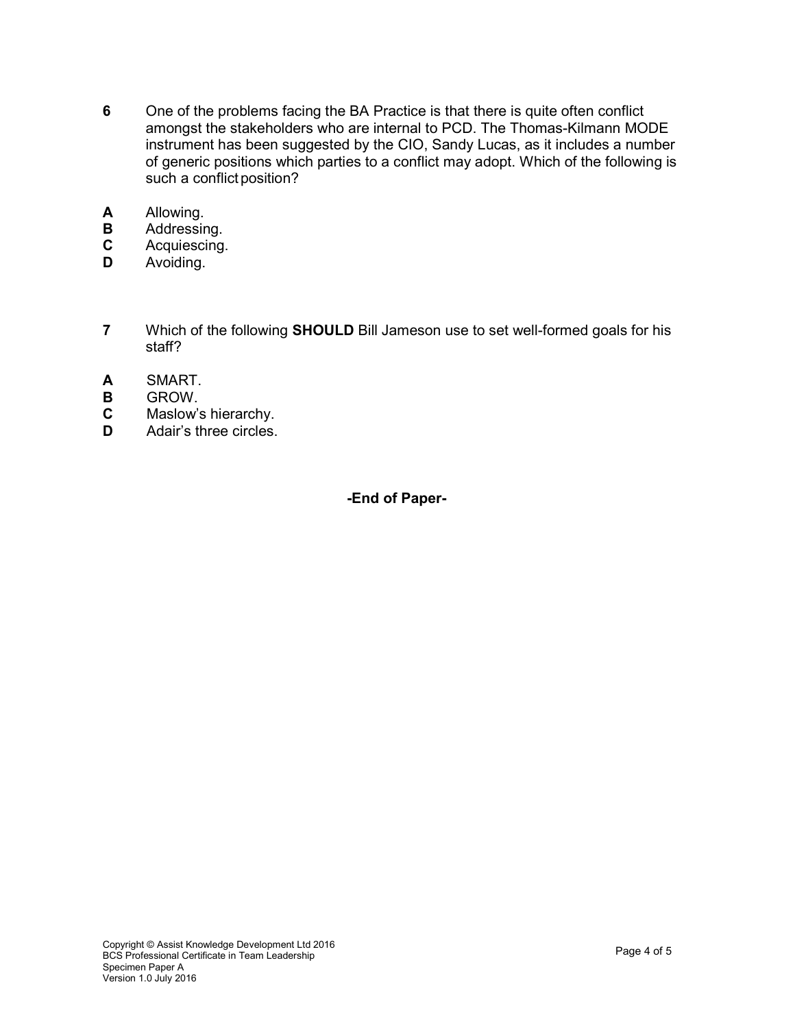**6** One of the problems facing the BA Practice is that there is quite often conflict amongst the stakeholders who are internal to PCD. The Thomas-Kilmann MODE instrument has been suggested by the CIO, Sandy Lucas, as it includes a number of generic positions which parties to a conflict may adopt. Which of the following is such a conflict position?

**A** Allowing.
**B** Addressing.
**C** Acquiescing.
**D** Avoiding.

**7** Which of the following **SHOULD** Bill Jameson use to set well-formed goals for his staff?

**A** SMART.
**B** GROW.
**C** Maslow's hierarchy.
**D** Adair's three circles.

**-End of Paper-**

Copyright © Assist Knowledge Development Ltd 2016
BCS Professional Certificate in Team Leadership
Specimen Paper A
Version 1.0 July 2016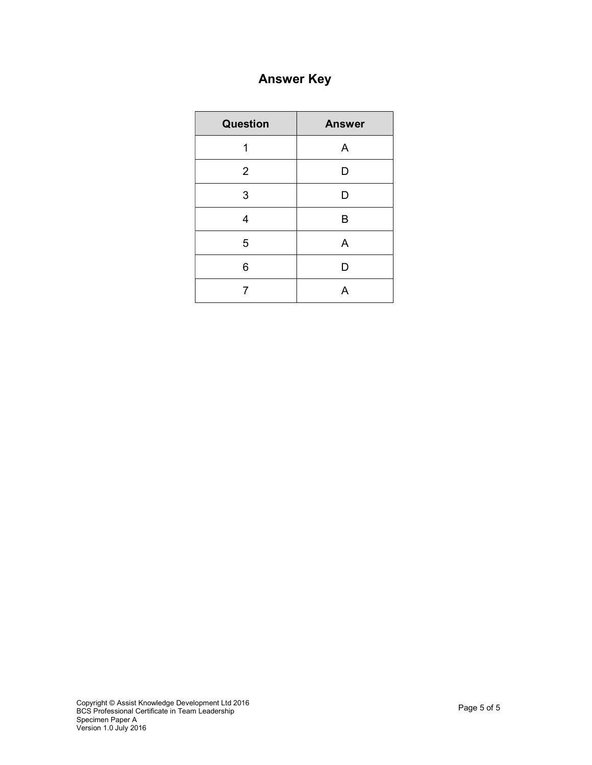# Answer Key

| Question | Answer |
|---|---|
| 1 | A |
| 2 | D |
| 3 | D |
| 4 | B |
| 5 | A |
| 6 | D |
| 7 | A |